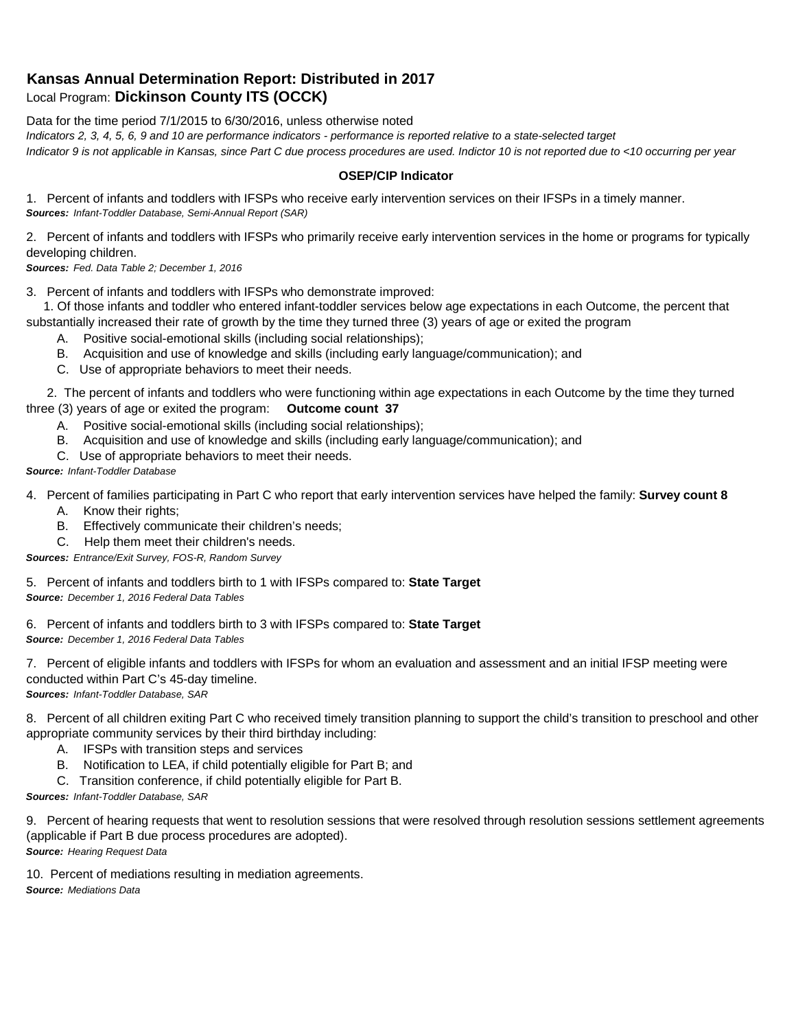# Kansas Annual Determination Report: Distributed in 2017

Local Program: **Dickinson County ITS (OCCK)**

Data for the time period 7/1/2015 to 6/30/2016, unless otherwise noted

*Indicators 2, 3, 4, 5, 6, 9 and 10 are performance indicators - performance is reported relative to a state-selected target*

*Indicator 9 is not applicable in Kansas, since Part C due process procedures are used. Indictor 10 is not reported due to <10 occurring per year*

### OSEP/CIP Indicator

1. Percent of infants and toddlers with IFSPs who receive early intervention services on their IFSPs in a timely manner.

***Sources:*** *Infant-Toddler Database, Semi-Annual Report (SAR)*

2. Percent of infants and toddlers with IFSPs who primarily receive early intervention services in the home or programs for typically developing children.

***Sources:*** *Fed. Data Table 2; December 1, 2016*

3. Percent of infants and toddlers with IFSPs who demonstrate improved:

   1. Of those infants and toddler who entered infant-toddler services below age expectations in each Outcome, the percent that substantially increased their rate of growth by the time they turned three (3) years of age or exited the program
      - A. Positive social-emotional skills (including social relationships);
      - B. Acquisition and use of knowledge and skills (including early language/communication); and
      - C. Use of appropriate behaviors to meet their needs.

   2. The percent of infants and toddlers who were functioning within age expectations in each Outcome by the time they turned three (3) years of age or exited the program: **Outcome count 37**
      - A. Positive social-emotional skills (including social relationships);
      - B. Acquisition and use of knowledge and skills (including early language/communication); and
      - C. Use of appropriate behaviors to meet their needs.

***Source:*** *Infant-Toddler Database*

4. Percent of families participating in Part C who report that early intervention services have helped the family: **Survey count 8**
   - A. Know their rights;
   - B. Effectively communicate their children's needs;
   - C. Help them meet their children's needs.

***Sources:*** *Entrance/Exit Survey, FOS-R, Random Survey*

5. Percent of infants and toddlers birth to 1 with IFSPs compared to: **State Target**

***Source:*** *December 1, 2016 Federal Data Tables*

6. Percent of infants and toddlers birth to 3 with IFSPs compared to: **State Target**

***Source:*** *December 1, 2016 Federal Data Tables*

7. Percent of eligible infants and toddlers with IFSPs for whom an evaluation and assessment and an initial IFSP meeting were conducted within Part C's 45-day timeline.

***Sources:*** *Infant-Toddler Database, SAR*

8. Percent of all children exiting Part C who received timely transition planning to support the child's transition to preschool and other appropriate community services by their third birthday including:
   - A. IFSPs with transition steps and services
   - B. Notification to LEA, if child potentially eligible for Part B; and
   - C. Transition conference, if child potentially eligible for Part B.

***Sources:*** *Infant-Toddler Database, SAR*

9. Percent of hearing requests that went to resolution sessions that were resolved through resolution sessions settlement agreements (applicable if Part B due process procedures are adopted).

***Source:*** *Hearing Request Data*

10. Percent of mediations resulting in mediation agreements.

***Source:*** *Mediations Data*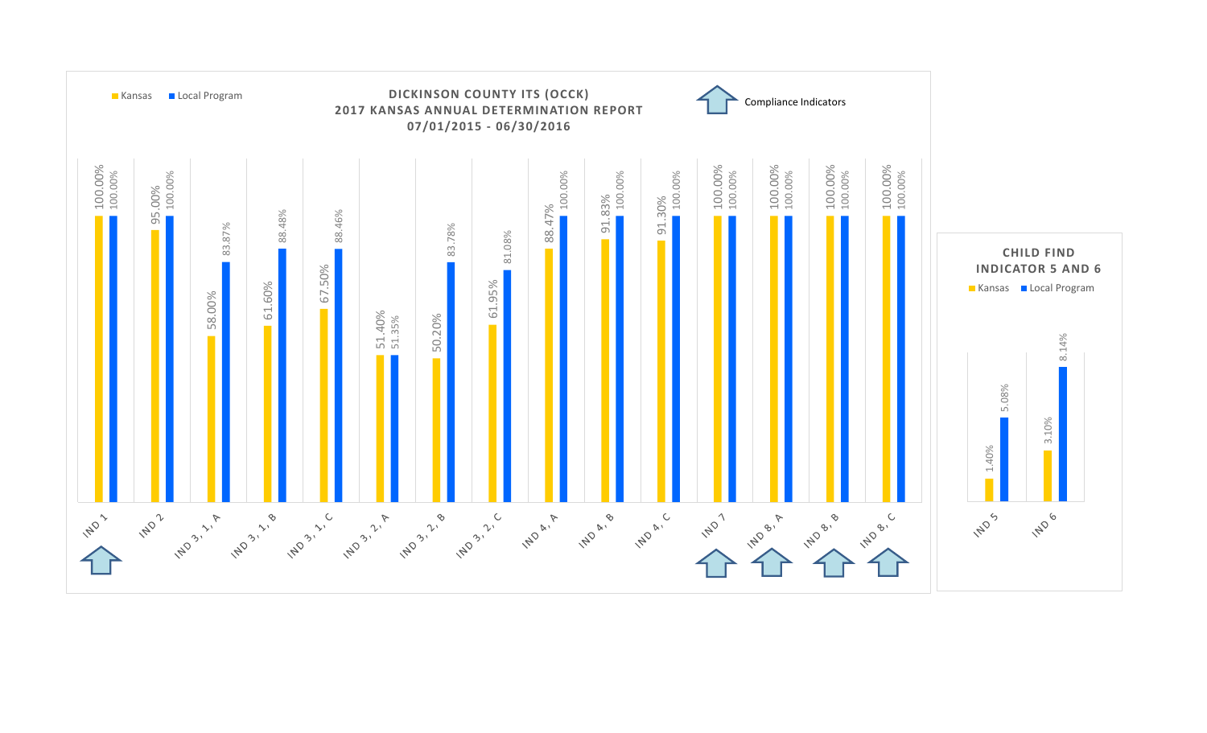Kansas
Local Program

**DICKINSON COUNTY ITS (OCCK)**
**2017 KANSAS ANNUAL DETERMINATION REPORT**
**07/01/2015 - 06/30/2016**

Compliance Indicators

100.00% 100.00%
95.00% 100.00%
58.00% 83.87%
61.60% 88.48%
67.50% 88.46%
51.40% 51.35%
50.20% 83.78%
61.95% 81.08%
88.47% 100.00%
91.83% 100.00%
91.30% 100.00%
100.00% 100.00%
100.00% 100.00%
100.00% 100.00%
100.00% 100.00%

IND 1
IND 2
IND 3, 1, A
IND 3, 1, B
IND 3, 1, C
IND 3, 2, A
IND 3, 2, B
IND 3, 2, C
IND 4, A
IND 4, B
IND 4, C
IND 7
IND 8, A
IND 8, B
IND 8, C

**CHILD FIND**
**INDICATOR 5 AND 6**

Kansas
Local Program

1.40% 5.08%
3.10% 8.14%

IND 5
IND 6